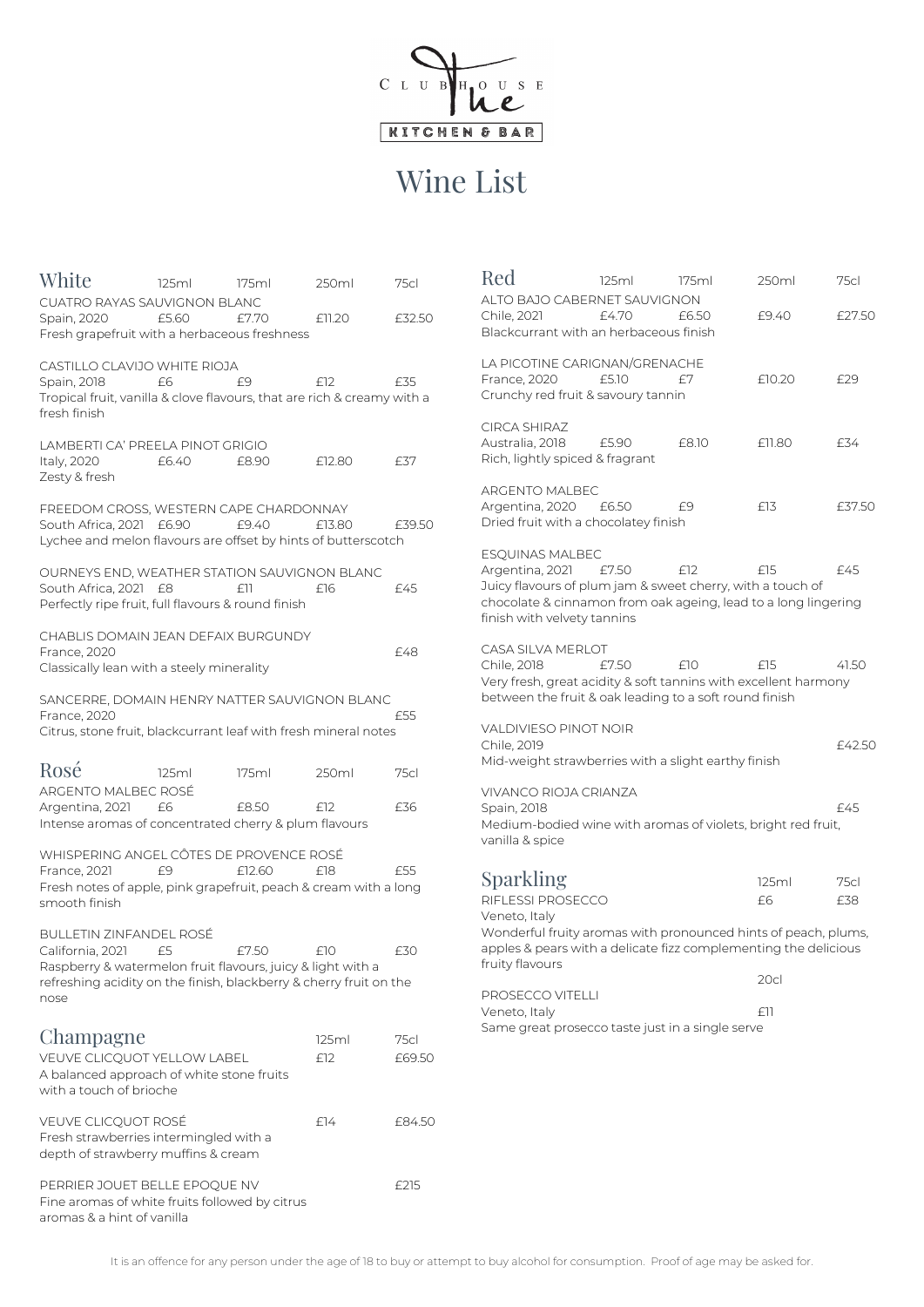The Clubhouse Kitchen & Bar

# Wine List

## White

| White | 125ml | 175ml | 250ml | 75cl |
|---|---|---|---|---|
| **CUATRO RAYAS SAUVIGNON BLANC**<br>Spain, 2020<br>Fresh grapefruit with a herbaceous freshness | £5.60 | £7.70 | £11.20 | £32.50 |
| **CASTILLO CLAVIJO WHITE RIOJA**<br>Spain, 2018<br>Tropical fruit, vanilla & clove flavours, that are rich & creamy with a fresh finish | £6 | £9 | £12 | £35 |
| **LAMBERTI CA' PREELA PINOT GRIGIO**<br>Italy, 2020<br>Zesty & fresh | £6.40 | £8.90 | £12.80 | £37 |
| **FREEDOM CROSS, WESTERN CAPE CHARDONNAY**<br>South Africa, 2021<br>Lychee and melon flavours are offset by hints of butterscotch | £6.90 | £9.40 | £13.80 | £39.50 |
| **OURNEYS END, WEATHER STATION SAUVIGNON BLANC**<br>South Africa, 2021<br>Perfectly ripe fruit, full flavours & round finish | £8 | £11 | £16 | £45 |
| **CHABLIS DOMAIN JEAN DEFAIX BURGUNDY**<br>France, 2020<br>Classically lean with a steely minerality | | | | £48 |
| **SANCERRE, DOMAIN HENRY NATTER SAUVIGNON BLANC**<br>France, 2020<br>Citrus, stone fruit, blackcurrant leaf with fresh mineral notes | | | | £55 |

## Rosé

| Rosé | 125ml | 175ml | 250ml | 75cl |
|---|---|---|---|---|
| **ARGENTO MALBEC ROSÉ**<br>Argentina, 2021<br>Intense aromas of concentrated cherry & plum flavours | £6 | £8.50 | £12 | £36 |
| **WHISPERING ANGEL CÔTES DE PROVENCE ROSÉ**<br>France, 2021<br>Fresh notes of apple, pink grapefruit, peach & cream with a long smooth finish | £9 | £12.60 | £18 | £55 |
| **BULLETIN ZINFANDEL ROSÉ**<br>California, 2021<br>Raspberry & watermelon fruit flavours, juicy & light with a refreshing acidity on the finish, blackberry & cherry fruit on the nose | £5 | £7.50 | £10 | £30 |

## Champagne

| Champagne | 125ml | 75cl |
|---|---|---|
| **VEUVE CLICQUOT YELLOW LABEL**<br>A balanced approach of white stone fruits with a touch of brioche | £12 | £69.50 |
| **VEUVE CLICQUOT ROSÉ**<br>Fresh strawberries intermingled with a depth of strawberry muffins & cream | £14 | £84.50 |
| **PERRIER JOUET BELLE EPOQUE NV**<br>Fine aromas of white fruits followed by citrus aromas & a hint of vanilla | | £215 |

## Red

| Red | 125ml | 175ml | 250ml | 75cl |
|---|---|---|---|---|
| **ALTO BAJO CABERNET SAUVIGNON**<br>Chile, 2021<br>Blackcurrant with an herbaceous finish | £4.70 | £6.50 | £9.40 | £27.50 |
| **LA PICOTINE CARIGNAN/GRENACHE**<br>France, 2020<br>Crunchy red fruit & savoury tannin | £5.10 | £7 | £10.20 | £29 |
| **CIRCA SHIRAZ**<br>Australia, 2018<br>Rich, lightly spiced & fragrant | £5.90 | £8.10 | £11.80 | £34 |
| **ARGENTO MALBEC**<br>Argentina, 2020<br>Dried fruit with a chocolatey finish | £6.50 | £9 | £13 | £37.50 |
| **ESQUINAS MALBEC**<br>Argentina, 2021<br>Juicy flavours of plum jam & sweet cherry, with a touch of chocolate & cinnamon from oak ageing, lead to a long lingering finish with velvety tannins | £7.50 | £12 | £15 | £45 |
| **CASA SILVA MERLOT**<br>Chile, 2018<br>Very fresh, great acidity & soft tannins with excellent harmony between the fruit & oak leading to a soft round finish | £7.50 | £10 | £15 | 41.50 |
| **VALDIVIESO PINOT NOIR**<br>Chile, 2019<br>Mid-weight strawberries with a slight earthy finish | | | | £42.50 |
| **VIVANCO RIOJA CRIANZA**<br>Spain, 2018<br>Medium-bodied wine with aromas of violets, bright red fruit, vanilla & spice | | | | £45 |

## Sparkling

| Sparkling | 125ml | 75cl |
|---|---|---|
| **RIFLESSI PROSECCO**<br>Veneto, Italy<br>Wonderful fruity aromas with pronounced hints of peach, plums, apples & pears with a delicate fizz complementing the delicious fruity flavours | £6 | £38 |

| | 20cl |
|---|---|
| **PROSECCO VITELLI**<br>Veneto, Italy<br>Same great prosecco taste just in a single serve | £11 |

It is an offence for any person under the age of 18 to buy or attempt to buy alcohol for consumption. Proof of age may be asked for.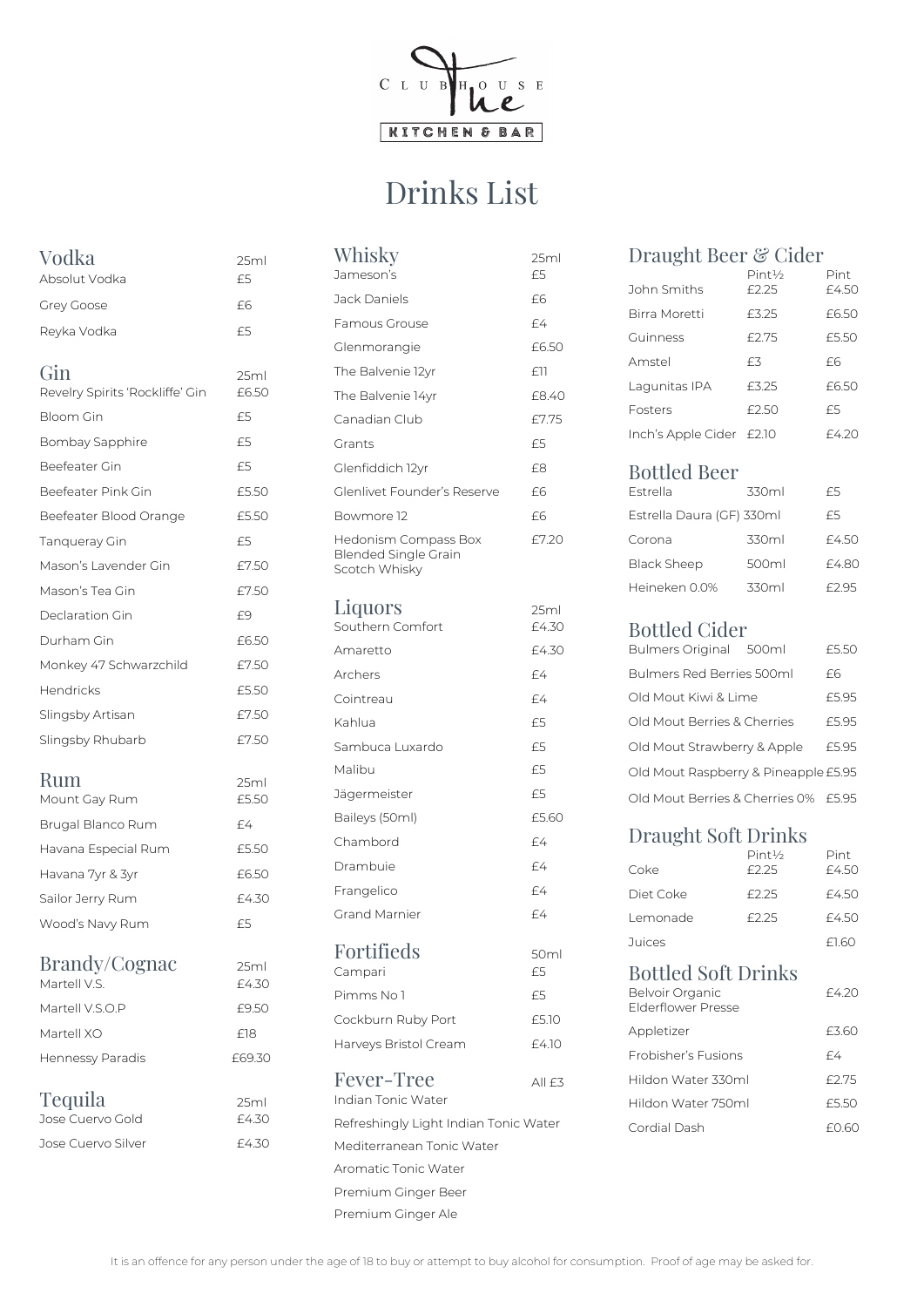The Clubhouse Kitchen & Bar

# Drinks List

## Vodka

| Vodka | 25ml |
| --- | --- |
| Absolut Vodka | £5 |
| Grey Goose | £6 |
| Reyka Vodka | £5 |

## Gin

| Gin | 25ml |
| --- | --- |
| Revelry Spirits 'Rockliffe' Gin | £6.50 |
| Bloom Gin | £5 |
| Bombay Sapphire | £5 |
| Beefeater Gin | £5 |
| Beefeater Pink Gin | £5.50 |
| Beefeater Blood Orange | £5.50 |
| Tanqueray Gin | £5 |
| Mason's Lavender Gin | £7.50 |
| Mason's Tea Gin | £7.50 |
| Declaration Gin | £9 |
| Durham Gin | £6.50 |
| Monkey 47 Schwarzchild | £7.50 |
| Hendricks | £5.50 |
| Slingsby Artisan | £7.50 |
| Slingsby Rhubarb | £7.50 |

## Rum

| Rum | 25ml |
| --- | --- |
| Mount Gay Rum | £5.50 |
| Brugal Blanco Rum | £4 |
| Havana Especial Rum | £5.50 |
| Havana 7yr & 3yr | £6.50 |
| Sailor Jerry Rum | £4.30 |
| Wood's Navy Rum | £5 |

## Brandy/Cognac

| Brandy/Cognac | 25ml |
| --- | --- |
| Martell V.S. | £4.30 |
| Martell V.S.O.P | £9.50 |
| Martell XO | £18 |
| Hennessy Paradis | £69.30 |

## Tequila

| Tequila | 25ml |
| --- | --- |
| Jose Cuervo Gold | £4.30 |
| Jose Cuervo Silver | £4.30 |

## Whisky

| Whisky | 25ml |
| --- | --- |
| Jameson's | £5 |
| Jack Daniels | £6 |
| Famous Grouse | £4 |
| Glenmorangie | £6.50 |
| The Balvenie 12yr | £11 |
| The Balvenie 14yr | £8.40 |
| Canadian Club | £7.75 |
| Grants | £5 |
| Glenfiddich 12yr | £8 |
| Glenlivet Founder's Reserve | £6 |
| Bowmore 12 | £6 |
| Hedonism Compass Box Blended Single Grain Scotch Whisky | £7.20 |

## Liquors

| Liquors | 25ml |
| --- | --- |
| Southern Comfort | £4.30 |
| Amaretto | £4.30 |
| Archers | £4 |
| Cointreau | £4 |
| Kahlua | £5 |
| Sambuca Luxardo | £5 |
| Malibu | £5 |
| Jägermeister | £5 |
| Baileys (50ml) | £5.60 |
| Chambord | £4 |
| Drambuie | £4 |
| Frangelico | £4 |
| Grand Marnier | £4 |

## Fortifieds

| Fortifieds | 50ml |
| --- | --- |
| Campari | £5 |
| Pimms No 1 | £5 |
| Cockburn Ruby Port | £5.10 |
| Harveys Bristol Cream | £4.10 |

## Fever-Tree

All £3

- Indian Tonic Water
- Refreshingly Light Indian Tonic Water
- Mediterranean Tonic Water
- Aromatic Tonic Water
- Premium Ginger Beer
- Premium Ginger Ale

## Draught Beer & Cider

| | Pint½ | Pint |
| --- | --- | --- |
| John Smiths | £2.25 | £4.50 |
| Birra Moretti | £3.25 | £6.50 |
| Guinness | £2.75 | £5.50 |
| Amstel | £3 | £6 |
| Lagunitas IPA | £3.25 | £6.50 |
| Fosters | £2.50 | £5 |
| Inch's Apple Cider | £2.10 | £4.20 |

## Bottled Beer

| | | |
| --- | --- | --- |
| Estrella | 330ml | £5 |
| Estrella Daura (GF) | 330ml | £5 |
| Corona | 330ml | £4.50 |
| Black Sheep | 500ml | £4.80 |
| Heineken 0.0% | 330ml | £2.95 |

## Bottled Cider

| | |
| --- | --- |
| Bulmers Original 500ml | £5.50 |
| Bulmers Red Berries 500ml | £6 |
| Old Mout Kiwi & Lime | £5.95 |
| Old Mout Berries & Cherries | £5.95 |
| Old Mout Strawberry & Apple | £5.95 |
| Old Mout Raspberry & Pineapple | £5.95 |
| Old Mout Berries & Cherries 0% | £5.95 |

## Draught Soft Drinks

| | Pint½ | Pint |
| --- | --- | --- |
| Coke | £2.25 | £4.50 |
| Diet Coke | £2.25 | £4.50 |
| Lemonade | £2.25 | £4.50 |
| Juices | | £1.60 |

## Bottled Soft Drinks

| | |
| --- | --- |
| Belvoir Organic Elderflower Presse | £4.20 |
| Appletizer | £3.60 |
| Frobisher's Fusions | £4 |
| Hildon Water 330ml | £2.75 |
| Hildon Water 750ml | £5.50 |
| Cordial Dash | £0.60 |

It is an offence for any person under the age of 18 to buy or attempt to buy alcohol for consumption. Proof of age may be asked for.